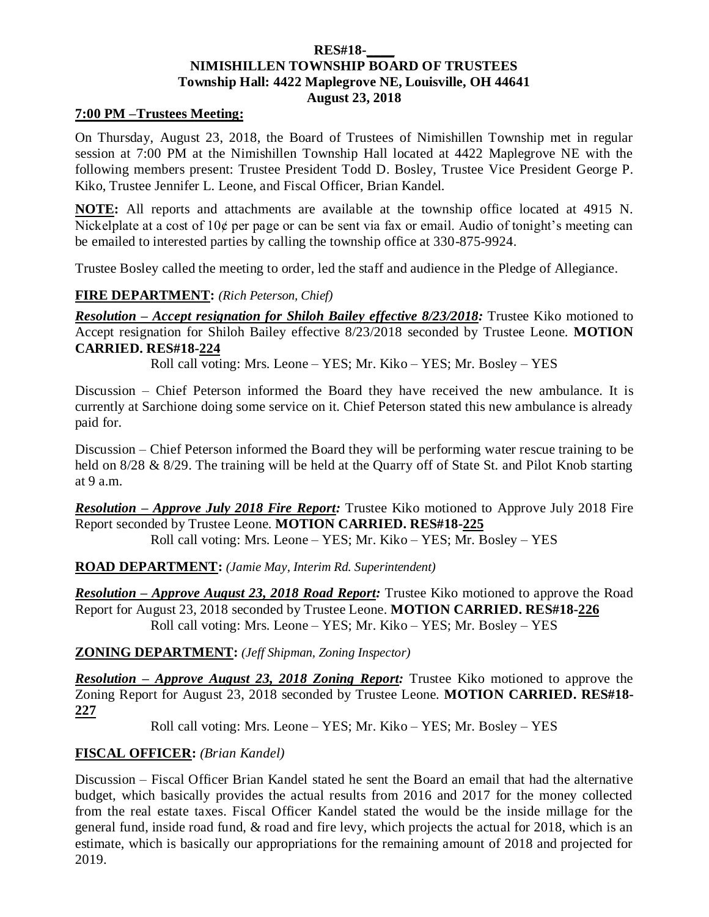**RES#18-____**
**NIMISHILLEN TOWNSHIP BOARD OF TRUSTEES**
**Township Hall: 4422 Maplegrove NE, Louisville, OH 44641**
**August 23, 2018**

**7:00 PM –Trustees Meeting:**

On Thursday, August 23, 2018, the Board of Trustees of Nimishillen Township met in regular session at 7:00 PM at the Nimishillen Township Hall located at 4422 Maplegrove NE with the following members present: Trustee President Todd D. Bosley, Trustee Vice President George P. Kiko, Trustee Jennifer L. Leone, and Fiscal Officer, Brian Kandel.

**NOTE:** All reports and attachments are available at the township office located at 4915 N. Nickelplate at a cost of 10¢ per page or can be sent via fax or email. Audio of tonight's meeting can be emailed to interested parties by calling the township office at 330-875-9924.

Trustee Bosley called the meeting to order, led the staff and audience in the Pledge of Allegiance.

**FIRE DEPARTMENT:** *(Rich Peterson, Chief)*

***Resolution – Accept resignation for Shiloh Bailey effective 8/23/2018:*** Trustee Kiko motioned to Accept resignation for Shiloh Bailey effective 8/23/2018 seconded by Trustee Leone. **MOTION CARRIED. RES#18-224**

Roll call voting: Mrs. Leone – YES; Mr. Kiko – YES; Mr. Bosley – YES

Discussion – Chief Peterson informed the Board they have received the new ambulance. It is currently at Sarchione doing some service on it. Chief Peterson stated this new ambulance is already paid for.

Discussion – Chief Peterson informed the Board they will be performing water rescue training to be held on 8/28 & 8/29. The training will be held at the Quarry off of State St. and Pilot Knob starting at 9 a.m.

***Resolution – Approve July 2018 Fire Report:*** Trustee Kiko motioned to Approve July 2018 Fire Report seconded by Trustee Leone. **MOTION CARRIED. RES#18-225**

Roll call voting: Mrs. Leone – YES; Mr. Kiko – YES; Mr. Bosley – YES

**ROAD DEPARTMENT:** *(Jamie May, Interim Rd. Superintendent)*

***Resolution – Approve August 23, 2018 Road Report:*** Trustee Kiko motioned to approve the Road Report for August 23, 2018 seconded by Trustee Leone. **MOTION CARRIED. RES#18-226**

Roll call voting: Mrs. Leone – YES; Mr. Kiko – YES; Mr. Bosley – YES

**ZONING DEPARTMENT:** *(Jeff Shipman, Zoning Inspector)*

***Resolution – Approve August 23, 2018 Zoning Report:*** Trustee Kiko motioned to approve the Zoning Report for August 23, 2018 seconded by Trustee Leone. **MOTION CARRIED. RES#18-227**

Roll call voting: Mrs. Leone – YES; Mr. Kiko – YES; Mr. Bosley – YES

**FISCAL OFFICER:** *(Brian Kandel)*

Discussion – Fiscal Officer Brian Kandel stated he sent the Board an email that had the alternative budget, which basically provides the actual results from 2016 and 2017 for the money collected from the real estate taxes. Fiscal Officer Kandel stated the would be the inside millage for the general fund, inside road fund, & road and fire levy, which projects the actual for 2018, which is an estimate, which is basically our appropriations for the remaining amount of 2018 and projected for 2019.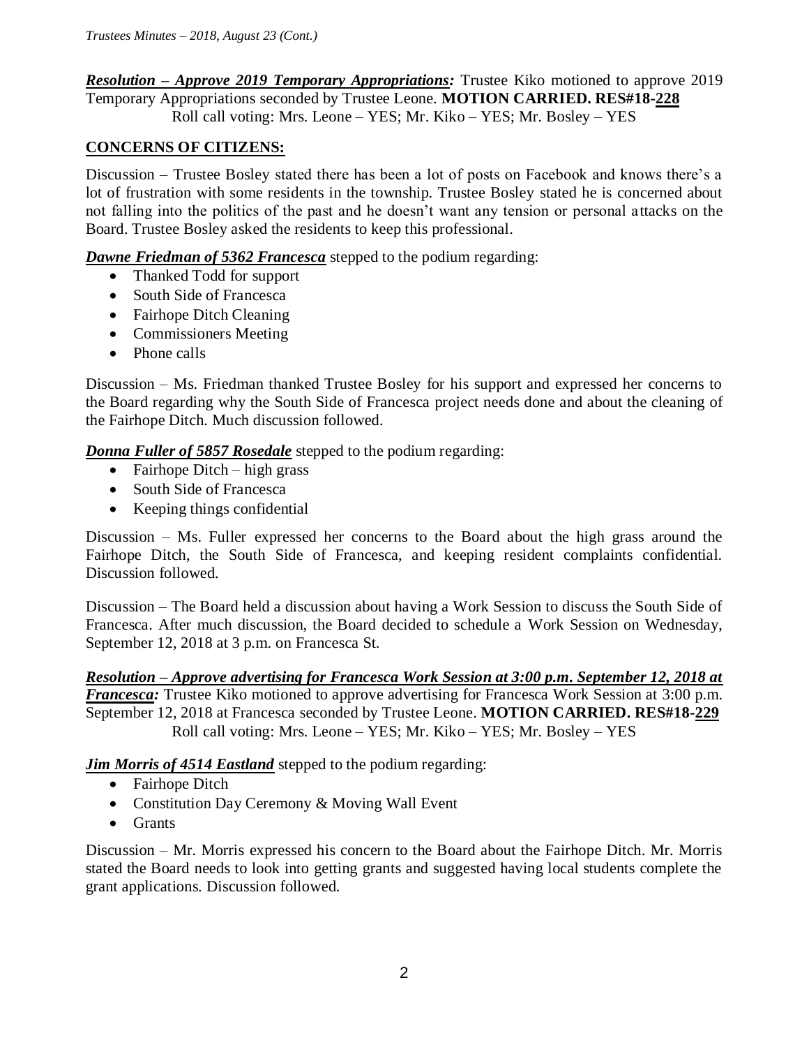***Resolution – Approve 2019 Temporary Appropriations:*** Trustee Kiko motioned to approve 2019 Temporary Appropriations seconded by Trustee Leone. **MOTION CARRIED. RES#18-228**
Roll call voting: Mrs. Leone – YES; Mr. Kiko – YES; Mr. Bosley – YES

## CONCERNS OF CITIZENS:

Discussion – Trustee Bosley stated there has been a lot of posts on Facebook and knows there's a lot of frustration with some residents in the township. Trustee Bosley stated he is concerned about not falling into the politics of the past and he doesn't want any tension or personal attacks on the Board. Trustee Bosley asked the residents to keep this professional.

***Dawne Friedman of 5362 Francesca*** stepped to the podium regarding:

- Thanked Todd for support
- South Side of Francesca
- Fairhope Ditch Cleaning
- Commissioners Meeting
- Phone calls

Discussion – Ms. Friedman thanked Trustee Bosley for his support and expressed her concerns to the Board regarding why the South Side of Francesca project needs done and about the cleaning of the Fairhope Ditch. Much discussion followed.

***Donna Fuller of 5857 Rosedale*** stepped to the podium regarding:

- Fairhope Ditch – high grass
- South Side of Francesca
- Keeping things confidential

Discussion – Ms. Fuller expressed her concerns to the Board about the high grass around the Fairhope Ditch, the South Side of Francesca, and keeping resident complaints confidential. Discussion followed.

Discussion – The Board held a discussion about having a Work Session to discuss the South Side of Francesca. After much discussion, the Board decided to schedule a Work Session on Wednesday, September 12, 2018 at 3 p.m. on Francesca St.

***Resolution – Approve advertising for Francesca Work Session at 3:00 p.m. September 12, 2018 at Francesca:*** Trustee Kiko motioned to approve advertising for Francesca Work Session at 3:00 p.m. September 12, 2018 at Francesca seconded by Trustee Leone. **MOTION CARRIED. RES#18-229**
Roll call voting: Mrs. Leone – YES; Mr. Kiko – YES; Mr. Bosley – YES

***Jim Morris of 4514 Eastland*** stepped to the podium regarding:

- Fairhope Ditch
- Constitution Day Ceremony & Moving Wall Event
- Grants

Discussion – Mr. Morris expressed his concern to the Board about the Fairhope Ditch. Mr. Morris stated the Board needs to look into getting grants and suggested having local students complete the grant applications. Discussion followed.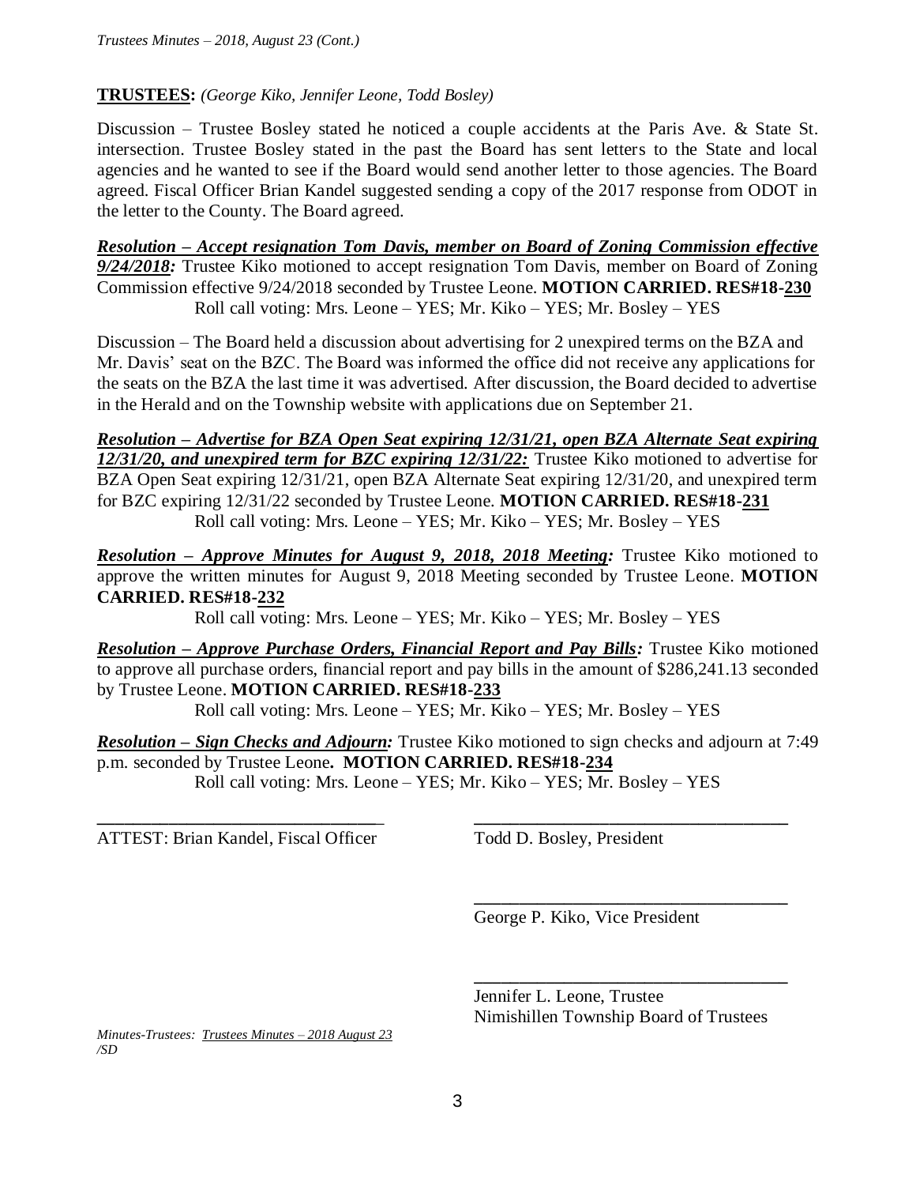**TRUSTEES:** *(George Kiko, Jennifer Leone, Todd Bosley)*

Discussion – Trustee Bosley stated he noticed a couple accidents at the Paris Ave. & State St. intersection. Trustee Bosley stated in the past the Board has sent letters to the State and local agencies and he wanted to see if the Board would send another letter to those agencies. The Board agreed. Fiscal Officer Brian Kandel suggested sending a copy of the 2017 response from ODOT in the letter to the County. The Board agreed.

***Resolution – Accept resignation Tom Davis, member on Board of Zoning Commission effective 9/24/2018:*** Trustee Kiko motioned to accept resignation Tom Davis, member on Board of Zoning Commission effective 9/24/2018 seconded by Trustee Leone. **MOTION CARRIED. RES#18-230**
Roll call voting: Mrs. Leone – YES; Mr. Kiko – YES; Mr. Bosley – YES

Discussion – The Board held a discussion about advertising for 2 unexpired terms on the BZA and Mr. Davis' seat on the BZC. The Board was informed the office did not receive any applications for the seats on the BZA the last time it was advertised. After discussion, the Board decided to advertise in the Herald and on the Township website with applications due on September 21.

***Resolution – Advertise for BZA Open Seat expiring 12/31/21, open BZA Alternate Seat expiring 12/31/20, and unexpired term for BZC expiring 12/31/22:*** Trustee Kiko motioned to advertise for BZA Open Seat expiring 12/31/21, open BZA Alternate Seat expiring 12/31/20, and unexpired term for BZC expiring 12/31/22 seconded by Trustee Leone. **MOTION CARRIED. RES#18-231**
Roll call voting: Mrs. Leone – YES; Mr. Kiko – YES; Mr. Bosley – YES

***Resolution – Approve Minutes for August 9, 2018, 2018 Meeting:*** Trustee Kiko motioned to approve the written minutes for August 9, 2018 Meeting seconded by Trustee Leone. **MOTION CARRIED. RES#18-232**
Roll call voting: Mrs. Leone – YES; Mr. Kiko – YES; Mr. Bosley – YES

***Resolution – Approve Purchase Orders, Financial Report and Pay Bills:*** Trustee Kiko motioned to approve all purchase orders, financial report and pay bills in the amount of $286,241.13 seconded by Trustee Leone. **MOTION CARRIED. RES#18-233**
Roll call voting: Mrs. Leone – YES; Mr. Kiko – YES; Mr. Bosley – YES

***Resolution – Sign Checks and Adjourn:*** Trustee Kiko motioned to sign checks and adjourn at 7:49 p.m. seconded by Trustee Leone**. MOTION CARRIED. RES#18-234**
Roll call voting: Mrs. Leone – YES; Mr. Kiko – YES; Mr. Bosley – YES

\_\_\_\_\_\_\_\_\_\_\_\_\_\_\_\_\_\_\_\_\_\_\_\_\_\_\_\_\_\_\_\_
ATTEST: Brian Kandel, Fiscal Officer

\_\_\_\_\_\_\_\_\_\_\_\_\_\_\_\_\_\_\_\_\_\_\_\_\_\_\_\_\_\_\_\_
Todd D. Bosley, President

\_\_\_\_\_\_\_\_\_\_\_\_\_\_\_\_\_\_\_\_\_\_\_\_\_\_\_\_\_\_\_\_
George P. Kiko, Vice President

\_\_\_\_\_\_\_\_\_\_\_\_\_\_\_\_\_\_\_\_\_\_\_\_\_\_\_\_\_\_\_\_
Jennifer L. Leone, Trustee
Nimishillen Township Board of Trustees

*Minutes-Trustees: Trustees Minutes – 2018 August 23*
*/SD*